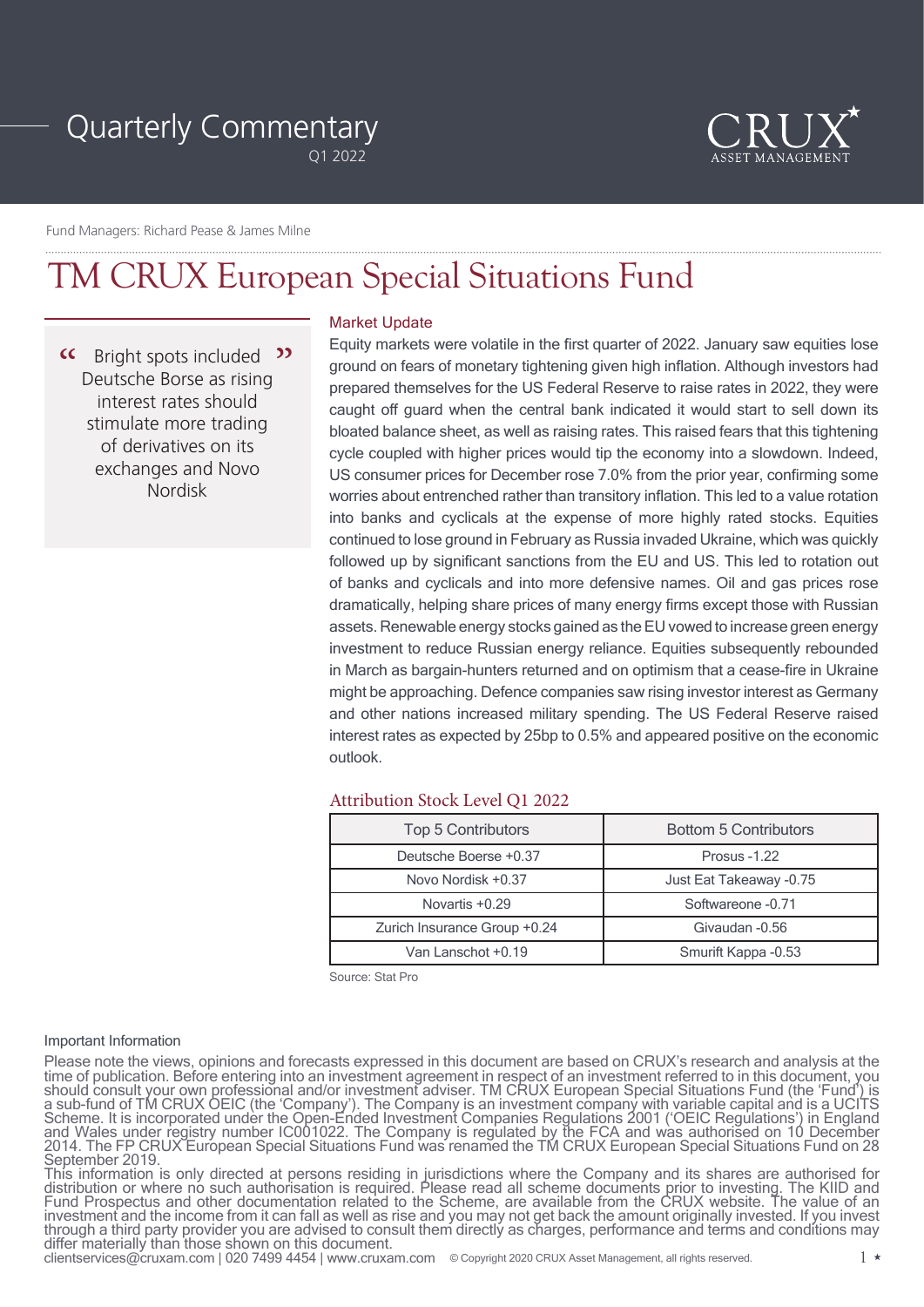# Quarterly Commentary

Q1 2022

CRUX ASSET MANAGEMENT

Fund Managers: Richard Pease & James Milne

# TM CRUX European Special Situations Fund

> "Bright spots included Deutsche Borse as rising interest rates should stimulate more trading of derivatives on its exchanges and Novo Nordisk"

## Market Update

Equity markets were volatile in the first quarter of 2022. January saw equities lose ground on fears of monetary tightening given high inflation. Although investors had prepared themselves for the US Federal Reserve to raise rates in 2022, they were caught off guard when the central bank indicated it would start to sell down its bloated balance sheet, as well as raising rates. This raised fears that this tightening cycle coupled with higher prices would tip the economy into a slowdown. Indeed, US consumer prices for December rose 7.0% from the prior year, confirming some worries about entrenched rather than transitory inflation. This led to a value rotation into banks and cyclicals at the expense of more highly rated stocks. Equities continued to lose ground in February as Russia invaded Ukraine, which was quickly followed up by significant sanctions from the EU and US. This led to rotation out of banks and cyclicals and into more defensive names. Oil and gas prices rose dramatically, helping share prices of many energy firms except those with Russian assets. Renewable energy stocks gained as the EU vowed to increase green energy investment to reduce Russian energy reliance. Equities subsequently rebounded in March as bargain-hunters returned and on optimism that a cease-fire in Ukraine might be approaching. Defence companies saw rising investor interest as Germany and other nations increased military spending. The US Federal Reserve raised interest rates as expected by 25bp to 0.5% and appeared positive on the economic outlook.

## Attribution Stock Level Q1 2022

| Top 5 Contributors | Bottom 5 Contributors |
| --- | --- |
| Deutsche Boerse +0.37 | Prosus -1.22 |
| Novo Nordisk +0.37 | Just Eat Takeaway -0.75 |
| Novartis +0.29 | Softwareone -0.71 |
| Zurich Insurance Group +0.24 | Givaudan -0.56 |
| Van Lanschot +0.19 | Smurfit Kappa -0.53 |

Source: Stat Pro

### Important Information

Please note the views, opinions and forecasts expressed in this document are based on CRUX's research and analysis at the time of publication. Before entering into an investment agreement in respect of an investment referred to in this document, you should consult your own professional and/or investment adviser. TM CRUX European Special Situations Fund (the 'Fund') is a sub-fund of TM CRUX OEIC (the 'Company'). The Company is an investment company with variable capital and is a UCITS Scheme. It is incorporated under the Open-Ended Investment Companies Regulations 2001 ('OEIC Regulations') in England and Wales under registry number IC001022. The Company is regulated by the FCA and was authorised on 10 December 2014. The FP CRUX European Special Situations Fund was renamed the TM CRUX European Special Situations Fund on 28 September 2019.

This information is only directed at persons residing in jurisdictions where the Company and its shares are authorised for distribution or where no such authorisation is required. Please read all scheme documents prior to investing. The KIID and Fund Prospectus and other documentation related to the Scheme, are available from the CRUX website. The value of an investment and the income from it can fall as well as rise and you may not get back the amount originally invested. If you invest through a third party provider you are advised to consult them directly as charges, performance and terms and conditions may differ materially than those shown on this document.

clientservices@cruxam.com | 020 7499 4454 | www.cruxam.com © Copyright 2020 CRUX Asset Management, all rights reserved.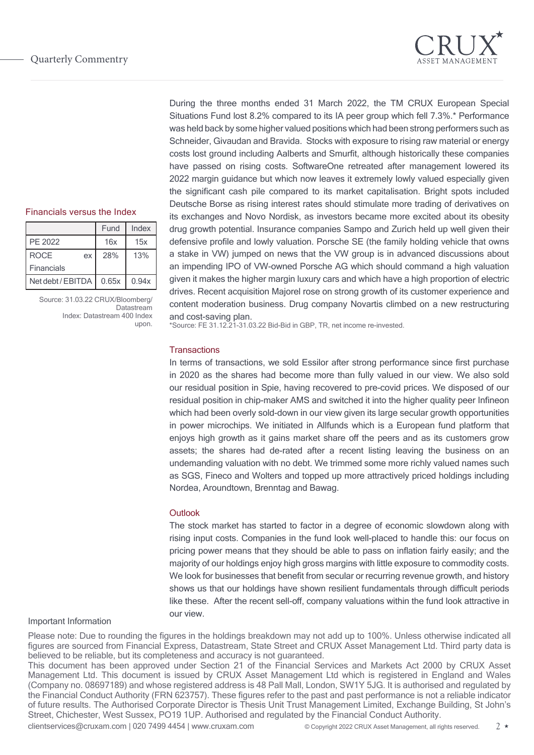During the three months ended 31 March 2022, the TM CRUX European Special Situations Fund lost 8.2% compared to its IA peer group which fell 7.3%.* Performance was held back by some higher valued positions which had been strong performers such as Schneider, Givaudan and Bravida. Stocks with exposure to rising raw material or energy costs lost ground including Aalberts and Smurfit, although historically these companies have passed on rising costs. SoftwareOne retreated after management lowered its 2022 margin guidance but which now leaves it extremely lowly valued especially given the significant cash pile compared to its market capitalisation. Bright spots included Deutsche Borse as rising interest rates should stimulate more trading of derivatives on its exchanges and Novo Nordisk, as investors became more excited about its obesity drug growth potential. Insurance companies Sampo and Zurich held up well given their defensive profile and lowly valuation. Porsche SE (the family holding vehicle that owns a stake in VW) jumped on news that the VW group is in advanced discussions about an impending IPO of VW-owned Porsche AG which should command a high valuation given it makes the higher margin luxury cars and which have a high proportion of electric drives. Recent acquisition Majorel rose on strong growth of its customer experience and content moderation business. Drug company Novartis climbed on a new restructuring and cost-saving plan.

*Source: FE 31.12.21-31.03.22 Bid-Bid in GBP, TR, net income re-invested.

### Financials versus the Index

| | Fund | Index |
|---|---|---|
| PE 2022 | 16x | 15x |
| ROCE ex Financials | 28% | 13% |
| Net debt / EBITDA | 0.65x | 0.94x |

Source: 31.03.22 CRUX/Bloomberg/Datastream
Index: Datastream 400 Index upon.

### Transactions

In terms of transactions, we sold Essilor after strong performance since first purchase in 2020 as the shares had become more than fully valued in our view. We also sold our residual position in Spie, having recovered to pre-covid prices. We disposed of our residual position in chip-maker AMS and switched it into the higher quality peer Infineon which had been overly sold-down in our view given its large secular growth opportunities in power microchips. We initiated in Allfunds which is a European fund platform that enjoys high growth as it gains market share off the peers and as its customers grow assets; the shares had de-rated after a recent listing leaving the business on an undemanding valuation with no debt. We trimmed some more richly valued names such as SGS, Fineco and Wolters and topped up more attractively priced holdings including Nordea, Aroundtown, Brenntag and Bawag.

### Outlook

The stock market has started to factor in a degree of economic slowdown along with rising input costs. Companies in the fund look well-placed to handle this: our focus on pricing power means that they should be able to pass on inflation fairly easily; and the majority of our holdings enjoy high gross margins with little exposure to commodity costs. We look for businesses that benefit from secular or recurring revenue growth, and history shows us that our holdings have shown resilient fundamentals through difficult periods like these. After the recent sell-off, company valuations within the fund look attractive in our view.

### Important Information

Please note: Due to rounding the figures in the holdings breakdown may not add up to 100%. Unless otherwise indicated all figures are sourced from Financial Express, Datastream, State Street and CRUX Asset Management Ltd. Third party data is believed to be reliable, but its completeness and accuracy is not guaranteed.
This document has been approved under Section 21 of the Financial Services and Markets Act 2000 by CRUX Asset Management Ltd. This document is issued by CRUX Asset Management Ltd which is registered in England and Wales (Company no. 08697189) and whose registered address is 48 Pall Mall, London, SW1Y 5JG. It is authorised and regulated by the Financial Conduct Authority (FRN 623757). These figures refer to the past and past performance is not a reliable indicator of future results. The Authorised Corporate Director is Thesis Unit Trust Management Limited, Exchange Building, St John's Street, Chichester, West Sussex, PO19 1UP. Authorised and regulated by the Financial Conduct Authority.

clientservices@cruxam.com | 020 7499 4454 | www.cruxam.com

© Copyright 2022 CRUX Asset Management, all rights reserved.